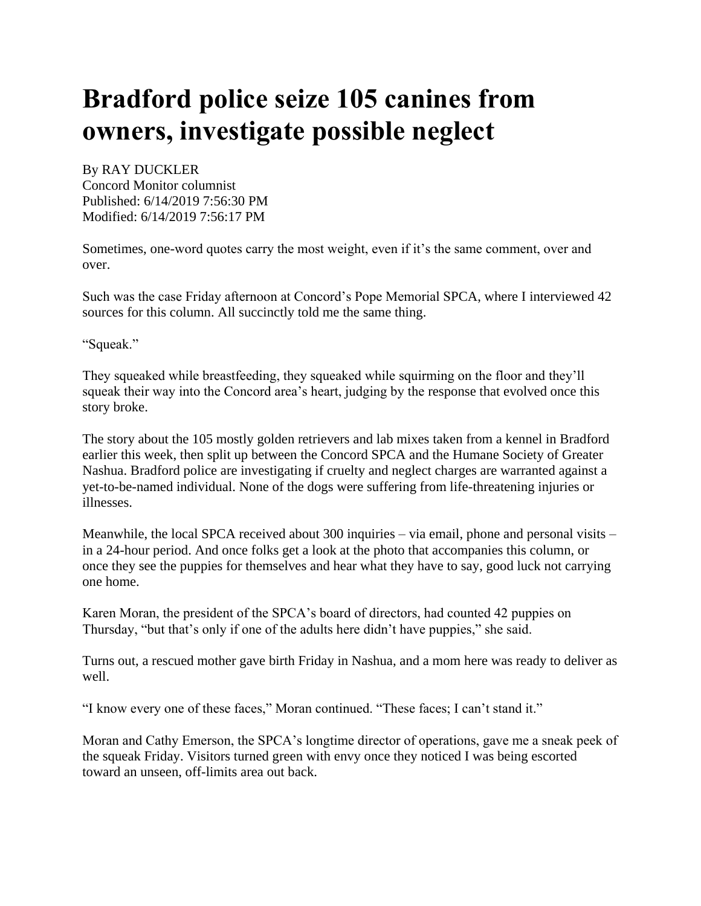# Bradford police seize 105 canines from owners, investigate possible neglect

By RAY DUCKLER
Concord Monitor columnist
Published: 6/14/2019 7:56:30 PM
Modified: 6/14/2019 7:56:17 PM

Sometimes, one-word quotes carry the most weight, even if it's the same comment, over and over.

Such was the case Friday afternoon at Concord's Pope Memorial SPCA, where I interviewed 42 sources for this column. All succinctly told me the same thing.

"Squeak."

They squeaked while breastfeeding, they squeaked while squirming on the floor and they'll squeak their way into the Concord area's heart, judging by the response that evolved once this story broke.

The story about the 105 mostly golden retrievers and lab mixes taken from a kennel in Bradford earlier this week, then split up between the Concord SPCA and the Humane Society of Greater Nashua. Bradford police are investigating if cruelty and neglect charges are warranted against a yet-to-be-named individual. None of the dogs were suffering from life-threatening injuries or illnesses.

Meanwhile, the local SPCA received about 300 inquiries – via email, phone and personal visits – in a 24-hour period. And once folks get a look at the photo that accompanies this column, or once they see the puppies for themselves and hear what they have to say, good luck not carrying one home.

Karen Moran, the president of the SPCA's board of directors, had counted 42 puppies on Thursday, "but that's only if one of the adults here didn't have puppies," she said.

Turns out, a rescued mother gave birth Friday in Nashua, and a mom here was ready to deliver as well.

"I know every one of these faces," Moran continued. "These faces; I can't stand it."

Moran and Cathy Emerson, the SPCA's longtime director of operations, gave me a sneak peek of the squeak Friday. Visitors turned green with envy once they noticed I was being escorted toward an unseen, off-limits area out back.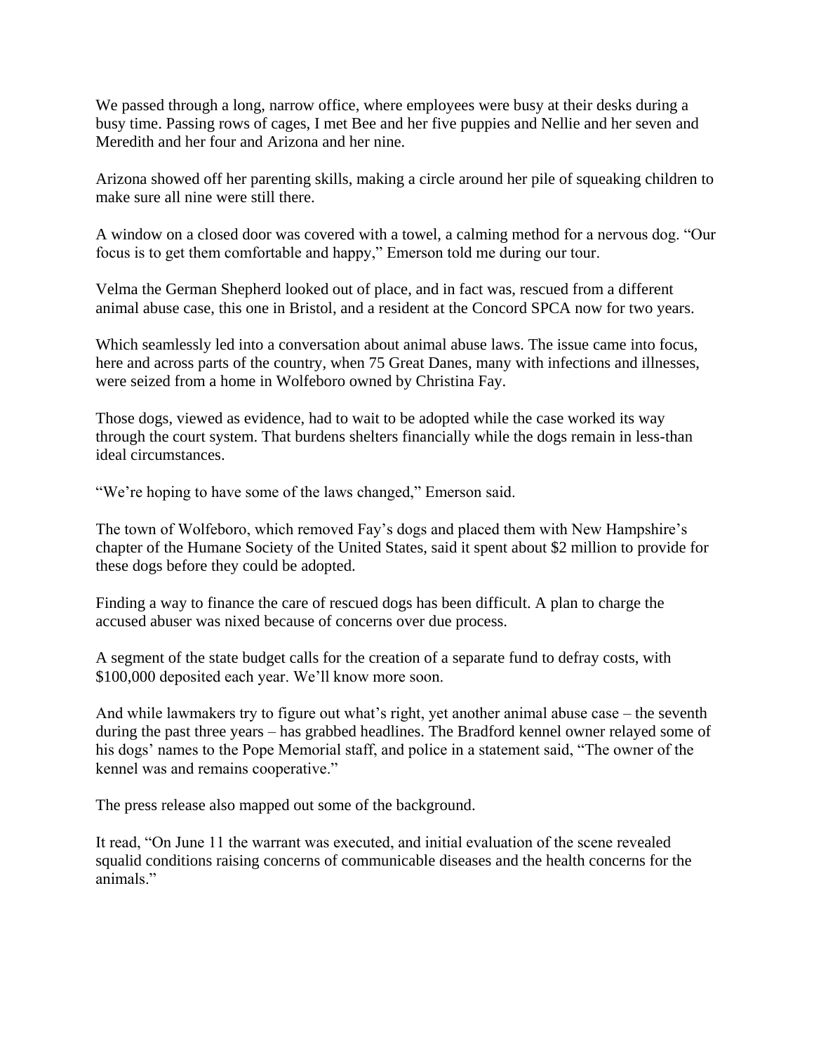We passed through a long, narrow office, where employees were busy at their desks during a busy time. Passing rows of cages, I met Bee and her five puppies and Nellie and her seven and Meredith and her four and Arizona and her nine.

Arizona showed off her parenting skills, making a circle around her pile of squeaking children to make sure all nine were still there.

A window on a closed door was covered with a towel, a calming method for a nervous dog. "Our focus is to get them comfortable and happy," Emerson told me during our tour.

Velma the German Shepherd looked out of place, and in fact was, rescued from a different animal abuse case, this one in Bristol, and a resident at the Concord SPCA now for two years.

Which seamlessly led into a conversation about animal abuse laws. The issue came into focus, here and across parts of the country, when 75 Great Danes, many with infections and illnesses, were seized from a home in Wolfeboro owned by Christina Fay.

Those dogs, viewed as evidence, had to wait to be adopted while the case worked its way through the court system. That burdens shelters financially while the dogs remain in less-than ideal circumstances.

"We're hoping to have some of the laws changed," Emerson said.

The town of Wolfeboro, which removed Fay's dogs and placed them with New Hampshire's chapter of the Humane Society of the United States, said it spent about $2 million to provide for these dogs before they could be adopted.

Finding a way to finance the care of rescued dogs has been difficult. A plan to charge the accused abuser was nixed because of concerns over due process.

A segment of the state budget calls for the creation of a separate fund to defray costs, with $100,000 deposited each year. We'll know more soon.

And while lawmakers try to figure out what's right, yet another animal abuse case – the seventh during the past three years – has grabbed headlines. The Bradford kennel owner relayed some of his dogs' names to the Pope Memorial staff, and police in a statement said, "The owner of the kennel was and remains cooperative."

The press release also mapped out some of the background.

It read, "On June 11 the warrant was executed, and initial evaluation of the scene revealed squalid conditions raising concerns of communicable diseases and the health concerns for the animals."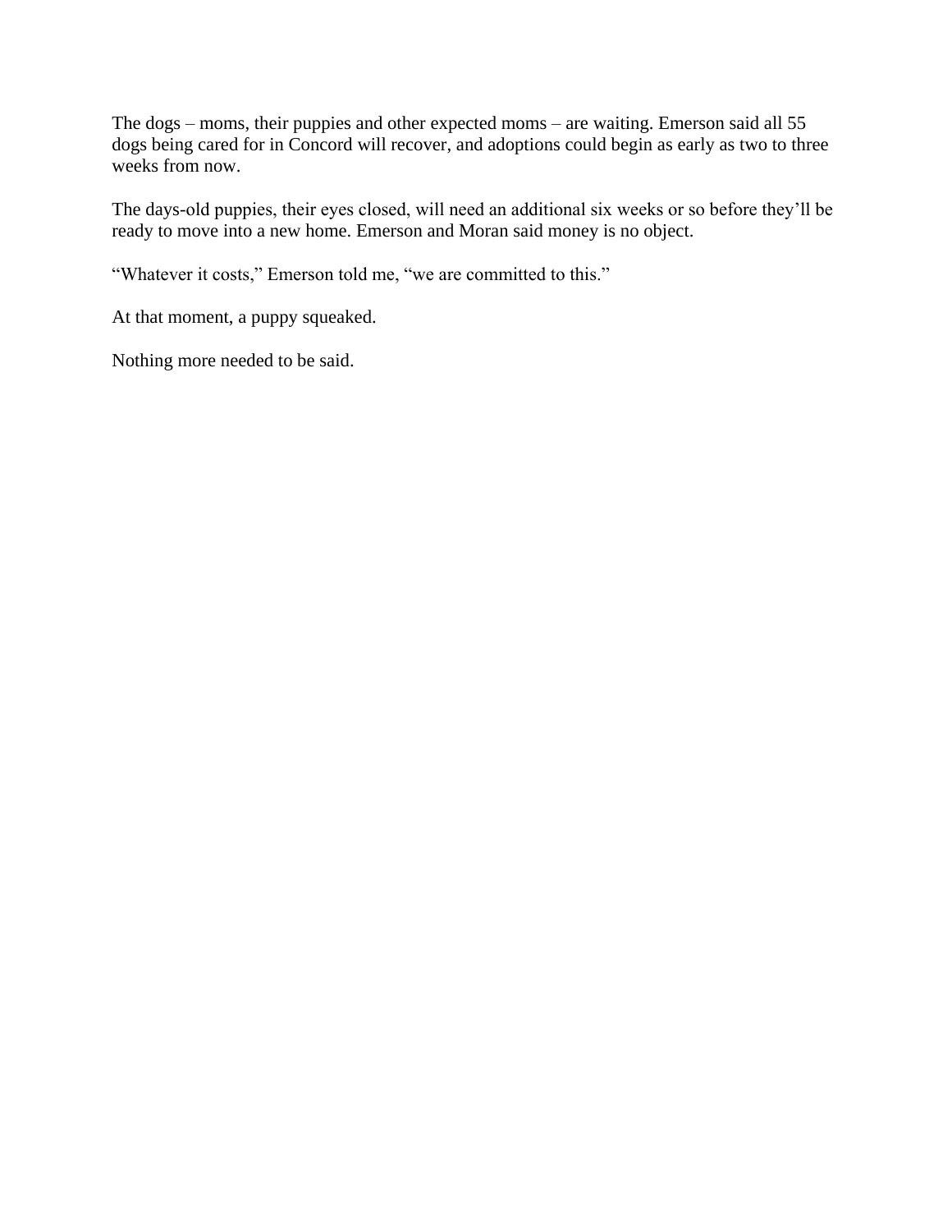The dogs – moms, their puppies and other expected moms – are waiting. Emerson said all 55 dogs being cared for in Concord will recover, and adoptions could begin as early as two to three weeks from now.

The days-old puppies, their eyes closed, will need an additional six weeks or so before they'll be ready to move into a new home. Emerson and Moran said money is no object.

"Whatever it costs," Emerson told me, "we are committed to this."

At that moment, a puppy squeaked.

Nothing more needed to be said.